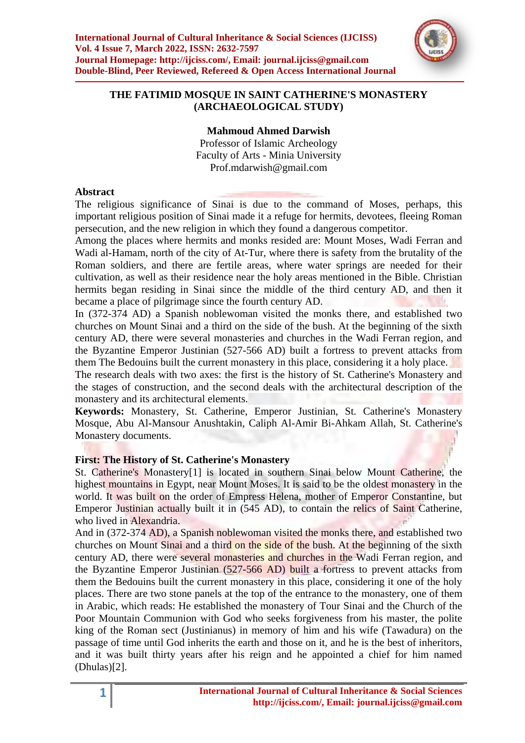# THE FATIMID MOSQUE IN SAINT CATHERINE'S MONASTERY (ARCHAEOLOGICAL STUDY)

**Mahmoud Ahmed Darwish**
Professor of Islamic Archeology
Faculty of Arts - Minia University
Prof.mdarwish@gmail.com

## Abstract

The religious significance of Sinai is due to the command of Moses, perhaps, this important religious position of Sinai made it a refuge for hermits, devotees, fleeing Roman persecution, and the new religion in which they found a dangerous competitor.

Among the places where hermits and monks resided are: Mount Moses, Wadi Ferran and Wadi al-Hamam, north of the city of At-Tur, where there is safety from the brutality of the Roman soldiers, and there are fertile areas, where water springs are needed for their cultivation, as well as their residence near the holy areas mentioned in the Bible. Christian hermits began residing in Sinai since the middle of the third century AD, and then it became a place of pilgrimage since the fourth century AD.

In (372-374 AD) a Spanish noblewoman visited the monks there, and established two churches on Mount Sinai and a third on the side of the bush. At the beginning of the sixth century AD, there were several monasteries and churches in the Wadi Ferran region, and the Byzantine Emperor Justinian (527-566 AD) built a fortress to prevent attacks from them The Bedouins built the current monastery in this place, considering it a holy place.

The research deals with two axes: the first is the history of St. Catherine's Monastery and the stages of construction, and the second deals with the architectural description of the monastery and its architectural elements.

**Keywords:** Monastery, St. Catherine, Emperor Justinian, St. Catherine's Monastery Mosque, Abu Al-Mansour Anushtakin, Caliph Al-Amir Bi-Ahkam Allah, St. Catherine's Monastery documents.

## First: The History of St. Catherine's Monastery

St. Catherine's Monastery[1] is located in southern Sinai below Mount Catherine, the highest mountains in Egypt, near Mount Moses. It is said to be the oldest monastery in the world. It was built on the order of Empress Helena, mother of Emperor Constantine, but Emperor Justinian actually built it in (545 AD), to contain the relics of Saint Catherine, who lived in Alexandria.

And in (372-374 AD), a Spanish noblewoman visited the monks there, and established two churches on Mount Sinai and a third on the side of the bush. At the beginning of the sixth century AD, there were several monasteries and churches in the Wadi Ferran region, and the Byzantine Emperor Justinian (527-566 AD) built a fortress to prevent attacks from them the Bedouins built the current monastery in this place, considering it one of the holy places. There are two stone panels at the top of the entrance to the monastery, one of them in Arabic, which reads: He established the monastery of Tour Sinai and the Church of the Poor Mountain Communion with God who seeks forgiveness from his master, the polite king of the Roman sect (Justinianus) in memory of him and his wife (Tawadura) on the passage of time until God inherits the earth and those on it, and he is the best of inheritors, and it was built thirty years after his reign and he appointed a chief for him named (Dhulas)[2].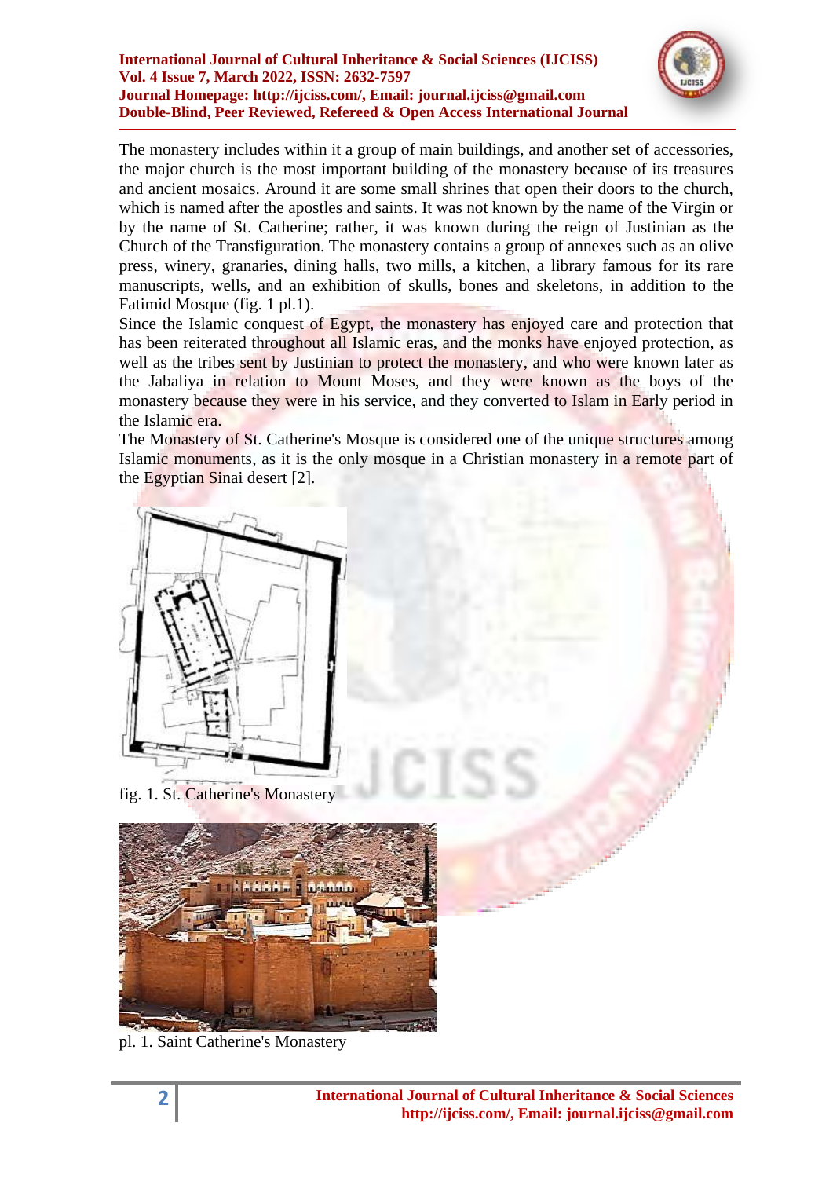The monastery includes within it a group of main buildings, and another set of accessories, the major church is the most important building of the monastery because of its treasures and ancient mosaics. Around it are some small shrines that open their doors to the church, which is named after the apostles and saints. It was not known by the name of the Virgin or by the name of St. Catherine; rather, it was known during the reign of Justinian as the Church of the Transfiguration. The monastery contains a group of annexes such as an olive press, winery, granaries, dining halls, two mills, a kitchen, a library famous for its rare manuscripts, wells, and an exhibition of skulls, bones and skeletons, in addition to the Fatimid Mosque (fig. 1 pl.1).

Since the Islamic conquest of Egypt, the monastery has enjoyed care and protection that has been reiterated throughout all Islamic eras, and the monks have enjoyed protection, as well as the tribes sent by Justinian to protect the monastery, and who were known later as the Jabaliya in relation to Mount Moses, and they were known as the boys of the monastery because they were in his service, and they converted to Islam in Early period in the Islamic era.

The Monastery of St. Catherine's Mosque is considered one of the unique structures among Islamic monuments, as it is the only mosque in a Christian monastery in a remote part of the Egyptian Sinai desert [2].

fig. 1. St. Catherine's Monastery

pl. 1. Saint Catherine's Monastery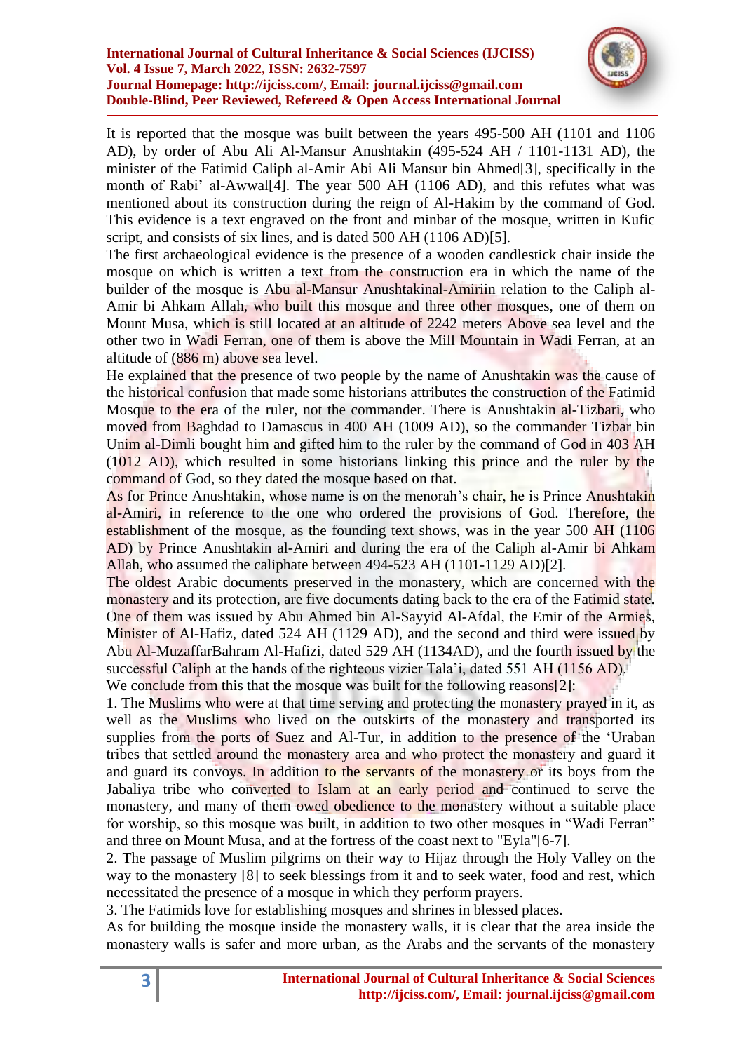It is reported that the mosque was built between the years 495-500 AH (1101 and 1106 AD), by order of Abu Ali Al-Mansur Anushtakin (495-524 AH / 1101-1131 AD), the minister of the Fatimid Caliph al-Amir Abi Ali Mansur bin Ahmed[3], specifically in the month of Rabi' al-Awwal[4]. The year 500 AH (1106 AD), and this refutes what was mentioned about its construction during the reign of Al-Hakim by the command of God. This evidence is a text engraved on the front and minbar of the mosque, written in Kufic script, and consists of six lines, and is dated 500 AH (1106 AD)[5].

The first archaeological evidence is the presence of a wooden candlestick chair inside the mosque on which is written a text from the construction era in which the name of the builder of the mosque is Abu al-Mansur Anushtakinal-Amiriin relation to the Caliph al-Amir bi Ahkam Allah, who built this mosque and three other mosques, one of them on Mount Musa, which is still located at an altitude of 2242 meters Above sea level and the other two in Wadi Ferran, one of them is above the Mill Mountain in Wadi Ferran, at an altitude of (886 m) above sea level.

He explained that the presence of two people by the name of Anushtakin was the cause of the historical confusion that made some historians attributes the construction of the Fatimid Mosque to the era of the ruler, not the commander. There is Anushtakin al-Tizbari, who moved from Baghdad to Damascus in 400 AH (1009 AD), so the commander Tizbar bin Unim al-Dimli bought him and gifted him to the ruler by the command of God in 403 AH (1012 AD), which resulted in some historians linking this prince and the ruler by the command of God, so they dated the mosque based on that.

As for Prince Anushtakin, whose name is on the menorah's chair, he is Prince Anushtakin al-Amiri, in reference to the one who ordered the provisions of God. Therefore, the establishment of the mosque, as the founding text shows, was in the year 500 AH (1106 AD) by Prince Anushtakin al-Amiri and during the era of the Caliph al-Amir bi Ahkam Allah, who assumed the caliphate between 494-523 AH (1101-1129 AD)[2].

The oldest Arabic documents preserved in the monastery, which are concerned with the monastery and its protection, are five documents dating back to the era of the Fatimid state. One of them was issued by Abu Ahmed bin Al-Sayyid Al-Afdal, the Emir of the Armies, Minister of Al-Hafiz, dated 524 AH (1129 AD), and the second and third were issued by Abu Al-MuzaffarBahram Al-Hafizi, dated 529 AH (1134AD), and the fourth issued by the successful Caliph at the hands of the righteous vizier Tala'i, dated 551 AH (1156 AD).

We conclude from this that the mosque was built for the following reasons[2]:

1. The Muslims who were at that time serving and protecting the monastery prayed in it, as well as the Muslims who lived on the outskirts of the monastery and transported its supplies from the ports of Suez and Al-Tur, in addition to the presence of the 'Uraban tribes that settled around the monastery area and who protect the monastery and guard it and guard its convoys. In addition to the servants of the monastery or its boys from the Jabaliya tribe who converted to Islam at an early period and continued to serve the monastery, and many of them owed obedience to the monastery without a suitable place for worship, so this mosque was built, in addition to two other mosques in "Wadi Ferran" and three on Mount Musa, and at the fortress of the coast next to "Eyla"[6-7].
2. The passage of Muslim pilgrims on their way to Hijaz through the Holy Valley on the way to the monastery [8] to seek blessings from it and to seek water, food and rest, which necessitated the presence of a mosque in which they perform prayers.
3. The Fatimids love for establishing mosques and shrines in blessed places.

As for building the mosque inside the monastery walls, it is clear that the area inside the monastery walls is safer and more urban, as the Arabs and the servants of the monastery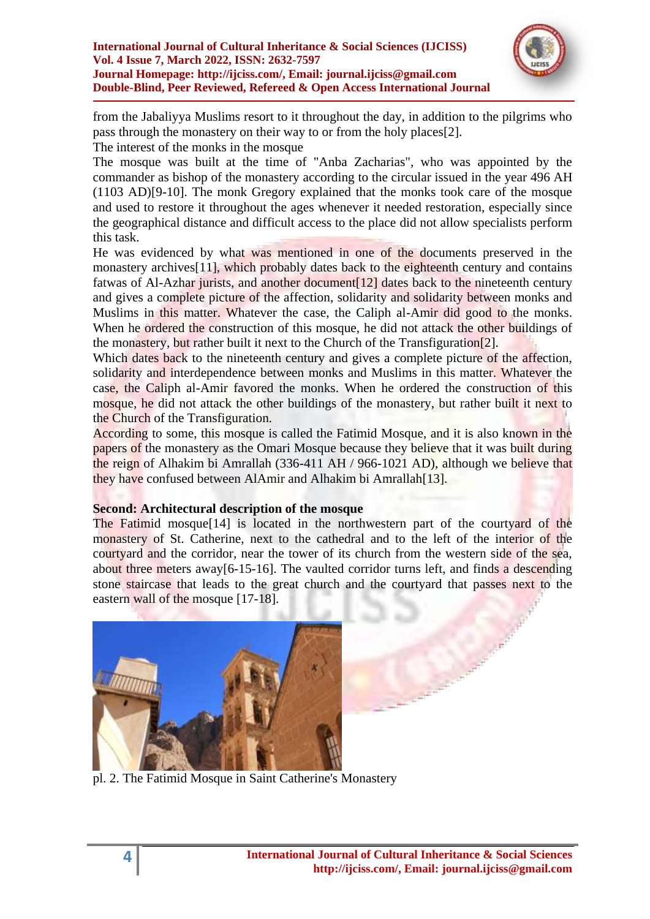from the Jabaliyya Muslims resort to it throughout the day, in addition to the pilgrims who pass through the monastery on their way to or from the holy places[2].

The interest of the monks in the mosque

The mosque was built at the time of "Anba Zacharias", who was appointed by the commander as bishop of the monastery according to the circular issued in the year 496 AH (1103 AD)[9-10]. The monk Gregory explained that the monks took care of the mosque and used to restore it throughout the ages whenever it needed restoration, especially since the geographical distance and difficult access to the place did not allow specialists perform this task.

He was evidenced by what was mentioned in one of the documents preserved in the monastery archives[11], which probably dates back to the eighteenth century and contains fatwas of Al-Azhar jurists, and another document[12] dates back to the nineteenth century and gives a complete picture of the affection, solidarity and solidarity between monks and Muslims in this matter. Whatever the case, the Caliph al-Amir did good to the monks. When he ordered the construction of this mosque, he did not attack the other buildings of the monastery, but rather built it next to the Church of the Transfiguration[2].

Which dates back to the nineteenth century and gives a complete picture of the affection, solidarity and interdependence between monks and Muslims in this matter. Whatever the case, the Caliph al-Amir favored the monks. When he ordered the construction of this mosque, he did not attack the other buildings of the monastery, but rather built it next to the Church of the Transfiguration.

According to some, this mosque is called the Fatimid Mosque, and it is also known in the papers of the monastery as the Omari Mosque because they believe that it was built during the reign of Alhakim bi Amrallah (336-411 AH / 966-1021 AD), although we believe that they have confused between AlAmir and Alhakim bi Amrallah[13].

**Second: Architectural description of the mosque**

The Fatimid mosque[14] is located in the northwestern part of the courtyard of the monastery of St. Catherine, next to the cathedral and to the left of the interior of the courtyard and the corridor, near the tower of its church from the western side of the sea, about three meters away[6-15-16]. The vaulted corridor turns left, and finds a descending stone staircase that leads to the great church and the courtyard that passes next to the eastern wall of the mosque [17-18].

pl. 2. The Fatimid Mosque in Saint Catherine's Monastery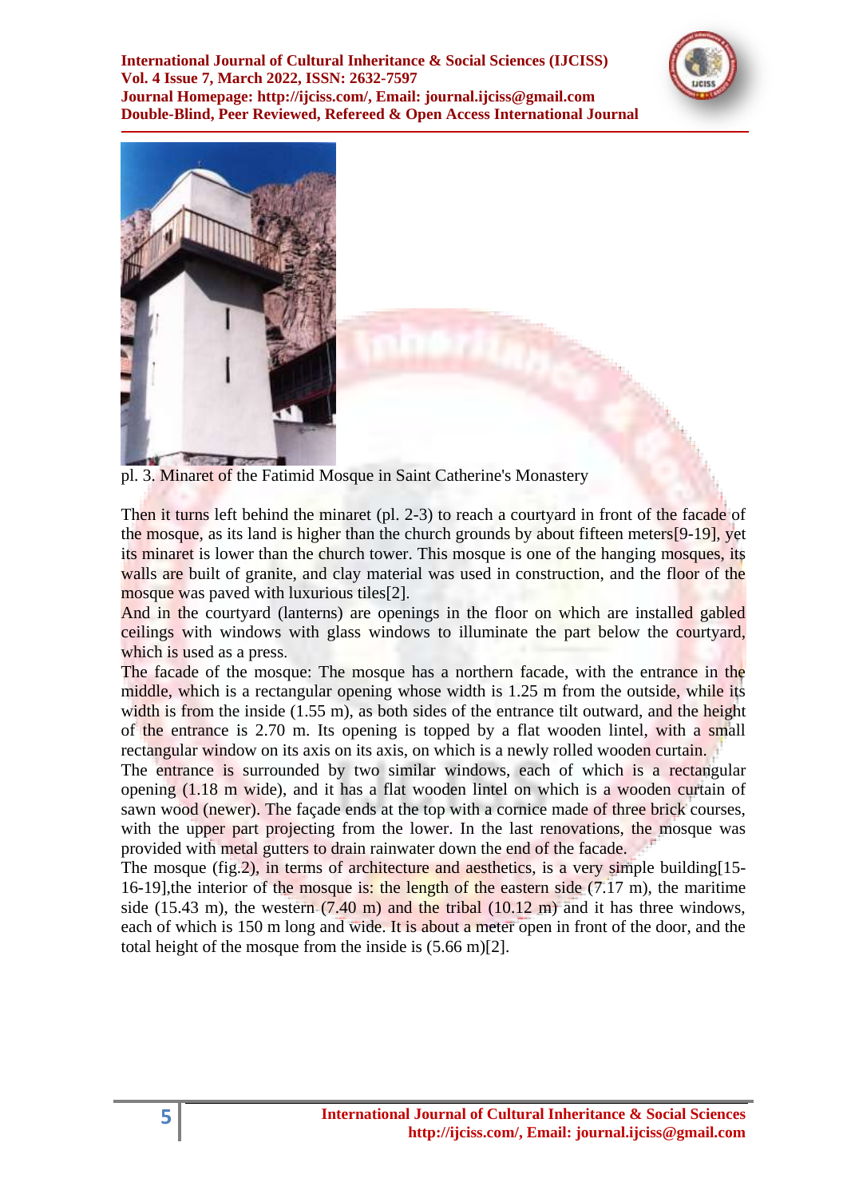pl. 3. Minaret of the Fatimid Mosque in Saint Catherine's Monastery

Then it turns left behind the minaret (pl. 2-3) to reach a courtyard in front of the facade of the mosque, as its land is higher than the church grounds by about fifteen meters[9-19], yet its minaret is lower than the church tower. This mosque is one of the hanging mosques, its walls are built of granite, and clay material was used in construction, and the floor of the mosque was paved with luxurious tiles[2].

And in the courtyard (lanterns) are openings in the floor on which are installed gabled ceilings with windows with glass windows to illuminate the part below the courtyard, which is used as a press.

The facade of the mosque: The mosque has a northern facade, with the entrance in the middle, which is a rectangular opening whose width is 1.25 m from the outside, while its width is from the inside (1.55 m), as both sides of the entrance tilt outward, and the height of the entrance is 2.70 m. Its opening is topped by a flat wooden lintel, with a small rectangular window on its axis on its axis, on which is a newly rolled wooden curtain.

The entrance is surrounded by two similar windows, each of which is a rectangular opening (1.18 m wide), and it has a flat wooden lintel on which is a wooden curtain of sawn wood (newer). The façade ends at the top with a cornice made of three brick courses, with the upper part projecting from the lower. In the last renovations, the mosque was provided with metal gutters to drain rainwater down the end of the facade.

The mosque (fig.2), in terms of architecture and aesthetics, is a very simple building[15-16-19],the interior of the mosque is: the length of the eastern side (7.17 m), the maritime side (15.43 m), the western (7.40 m) and the tribal (10.12 m) and it has three windows, each of which is 150 m long and wide. It is about a meter open in front of the door, and the total height of the mosque from the inside is (5.66 m)[2].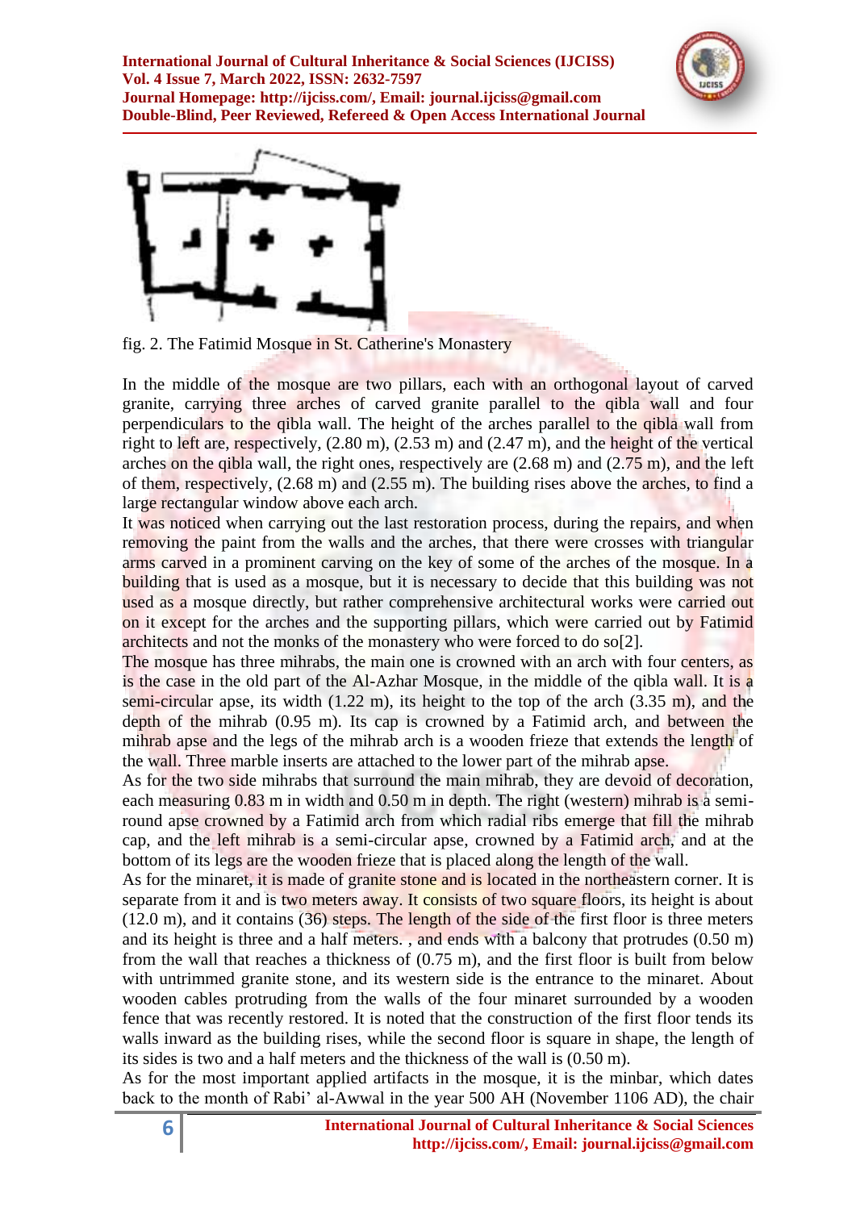fig. 2. The Fatimid Mosque in St. Catherine's Monastery

In the middle of the mosque are two pillars, each with an orthogonal layout of carved granite, carrying three arches of carved granite parallel to the qibla wall and four perpendiculars to the qibla wall. The height of the arches parallel to the qibla wall from right to left are, respectively, (2.80 m), (2.53 m) and (2.47 m), and the height of the vertical arches on the qibla wall, the right ones, respectively are (2.68 m) and (2.75 m), and the left of them, respectively, (2.68 m) and (2.55 m). The building rises above the arches, to find a large rectangular window above each arch.

It was noticed when carrying out the last restoration process, during the repairs, and when removing the paint from the walls and the arches, that there were crosses with triangular arms carved in a prominent carving on the key of some of the arches of the mosque. In a building that is used as a mosque, but it is necessary to decide that this building was not used as a mosque directly, but rather comprehensive architectural works were carried out on it except for the arches and the supporting pillars, which were carried out by Fatimid architects and not the monks of the monastery who were forced to do so[2].

The mosque has three mihrabs, the main one is crowned with an arch with four centers, as is the case in the old part of the Al-Azhar Mosque, in the middle of the qibla wall. It is a semi-circular apse, its width (1.22 m), its height to the top of the arch (3.35 m), and the depth of the mihrab (0.95 m). Its cap is crowned by a Fatimid arch, and between the mihrab apse and the legs of the mihrab arch is a wooden frieze that extends the length of the wall. Three marble inserts are attached to the lower part of the mihrab apse.

As for the two side mihrabs that surround the main mihrab, they are devoid of decoration, each measuring 0.83 m in width and 0.50 m in depth. The right (western) mihrab is a semi-round apse crowned by a Fatimid arch from which radial ribs emerge that fill the mihrab cap, and the left mihrab is a semi-circular apse, crowned by a Fatimid arch, and at the bottom of its legs are the wooden frieze that is placed along the length of the wall.

As for the minaret, it is made of granite stone and is located in the northeastern corner. It is separate from it and is two meters away. It consists of two square floors, its height is about (12.0 m), and it contains (36) steps. The length of the side of the first floor is three meters and its height is three and a half meters. , and ends with a balcony that protrudes (0.50 m) from the wall that reaches a thickness of (0.75 m), and the first floor is built from below with untrimmed granite stone, and its western side is the entrance to the minaret. About wooden cables protruding from the walls of the four minaret surrounded by a wooden fence that was recently restored. It is noted that the construction of the first floor tends its walls inward as the building rises, while the second floor is square in shape, the length of its sides is two and a half meters and the thickness of the wall is (0.50 m).

As for the most important applied artifacts in the mosque, it is the minbar, which dates back to the month of Rabi' al-Awwal in the year 500 AH (November 1106 AD), the chair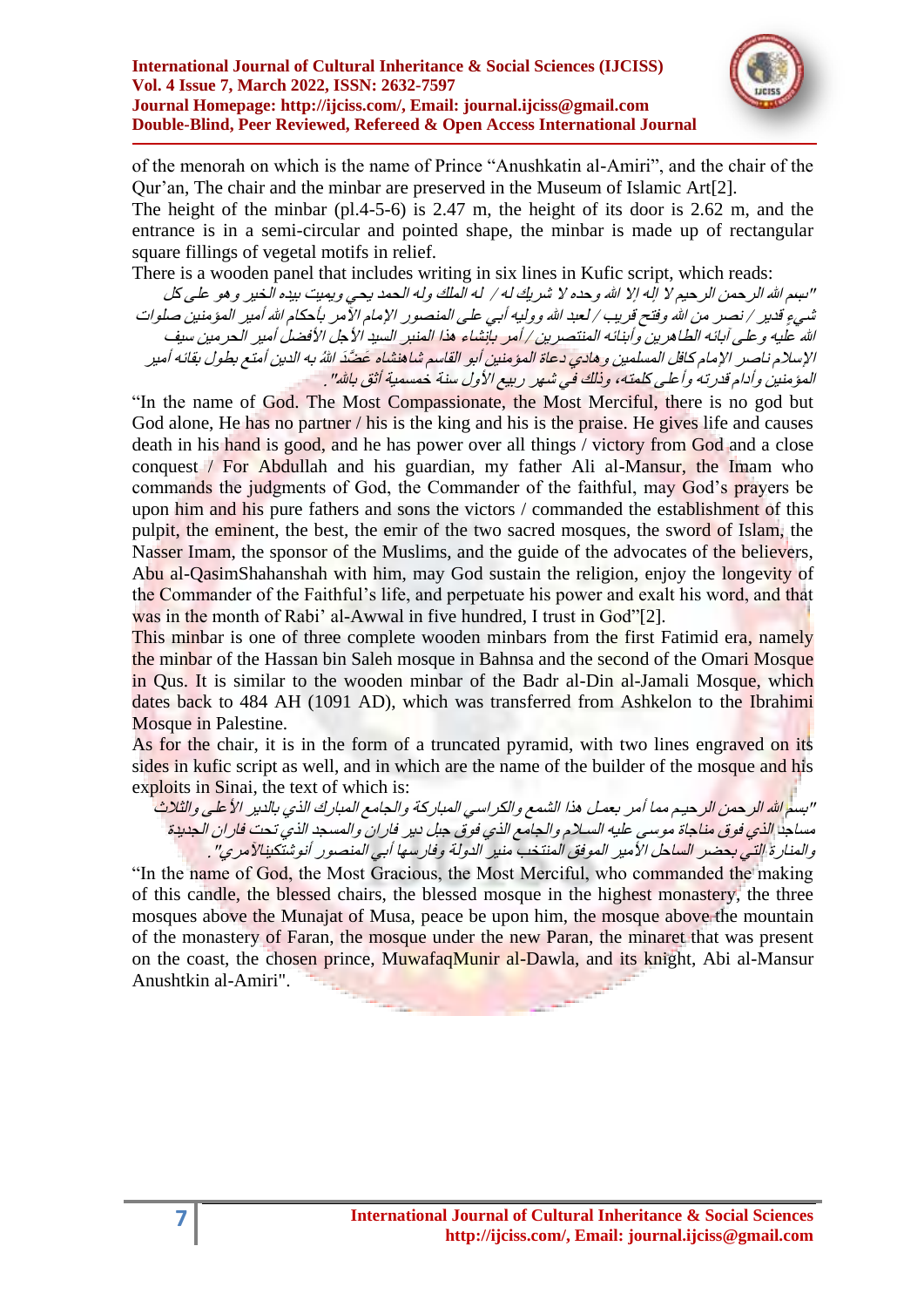of the menorah on which is the name of Prince "Anushkatin al-Amiri", and the chair of the Qur'an, The chair and the minbar are preserved in the Museum of Islamic Art[2].

The height of the minbar (pl.4-5-6) is 2.47 m, the height of its door is 2.62 m, and the entrance is in a semi-circular and pointed shape, the minbar is made up of rectangular square fillings of vegetal motifs in relief.

There is a wooden panel that includes writing in six lines in Kufic script, which reads:

*"بسم الله الرحمن الرحيم لا إله إلا الله وحده لا شريك له / له الملك وله الحمد يحي ويميت بيده الخير وهو على كل شيءٍ قدير / نصر من الله وفتح قريب / لعبد الله ووليه أبي على المنصور الإمام الأمر بأحكام الله أمير المؤمنين صلوات الله عليه وعلى آبائه الطاهرين وأبنائه المنتصرين / أمر بإنشاء هذا المنبر السيد الأجل الأفضل أمير الحرمين سيف الإسلام ناصر الإمام كافل المسلمين وهادي دعاة المؤمنين أبو القاسم شاهنشاه عَضَّدَ الله به الدين أمتع بطول بقائه أمير المؤمنين وأدام قدرته وأعلى كلمته، وذلك في شهر ربيع الأول سنة خمسمية أثق بالله".*

"In the name of God. The Most Compassionate, the Most Merciful, there is no god but God alone, He has no partner / his is the king and his is the praise. He gives life and causes death in his hand is good, and he has power over all things / victory from God and a close conquest / For Abdullah and his guardian, my father Ali al-Mansur, the Imam who commands the judgments of God, the Commander of the faithful, may God's prayers be upon him and his pure fathers and sons the victors / commanded the establishment of this pulpit, the eminent, the best, the emir of the two sacred mosques, the sword of Islam, the Nasser Imam, the sponsor of the Muslims, and the guide of the advocates of the believers, Abu al-QasimShahanshah with him, may God sustain the religion, enjoy the longevity of the Commander of the Faithful's life, and perpetuate his power and exalt his word, and that was in the month of Rabi' al-Awwal in five hundred, I trust in God"[2].

This minbar is one of three complete wooden minbars from the first Fatimid era, namely the minbar of the Hassan bin Saleh mosque in Bahnsa and the second of the Omari Mosque in Qus. It is similar to the wooden minbar of the Badr al-Din al-Jamali Mosque, which dates back to 484 AH (1091 AD), which was transferred from Ashkelon to the Ibrahimi Mosque in Palestine.

As for the chair, it is in the form of a truncated pyramid, with two lines engraved on its sides in kufic script as well, and in which are the name of the builder of the mosque and his exploits in Sinai, the text of which is:

*"بسم الله الرحمن الرحيم مما أمر بعمل هذا الشمع والكراسي المباركة والجامع المبارك الذي بالدير الأعلى والثلاث مساجد الذي فوق مناجاة موسى عليه السلام والجامع الذي فوق جبل دير فاران والمسجد الذي تحت فاران الجديدة والمنارة التي بحضر الساحل الأمير الموفق المنتخب منير الدولة وفارسها أبي المنصور أنوشتكينالآمري".*

"In the name of God, the Most Gracious, the Most Merciful, who commanded the making of this candle, the blessed chairs, the blessed mosque in the highest monastery, the three mosques above the Munajat of Musa, peace be upon him, the mosque above the mountain of the monastery of Faran, the mosque under the new Paran, the minaret that was present on the coast, the chosen prince, MuwafaqMunir al-Dawla, and its knight, Abi al-Mansur Anushtkin al-Amiri".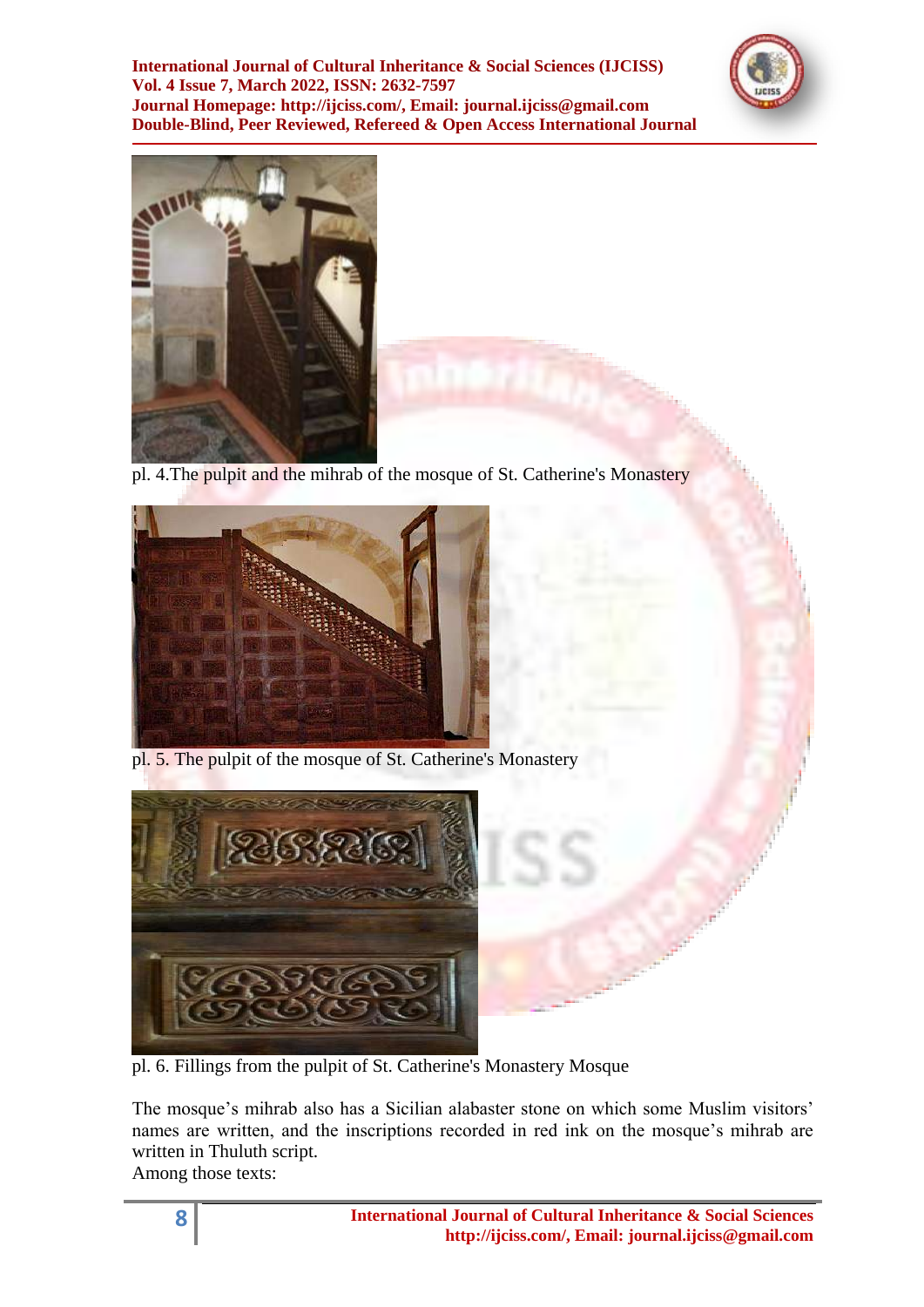pl. 4.The pulpit and the mihrab of the mosque of St. Catherine's Monastery

pl. 5. The pulpit of the mosque of St. Catherine's Monastery

pl. 6. Fillings from the pulpit of St. Catherine's Monastery Mosque

The mosque's mihrab also has a Sicilian alabaster stone on which some Muslim visitors' names are written, and the inscriptions recorded in red ink on the mosque's mihrab are written in Thuluth script.

Among those texts: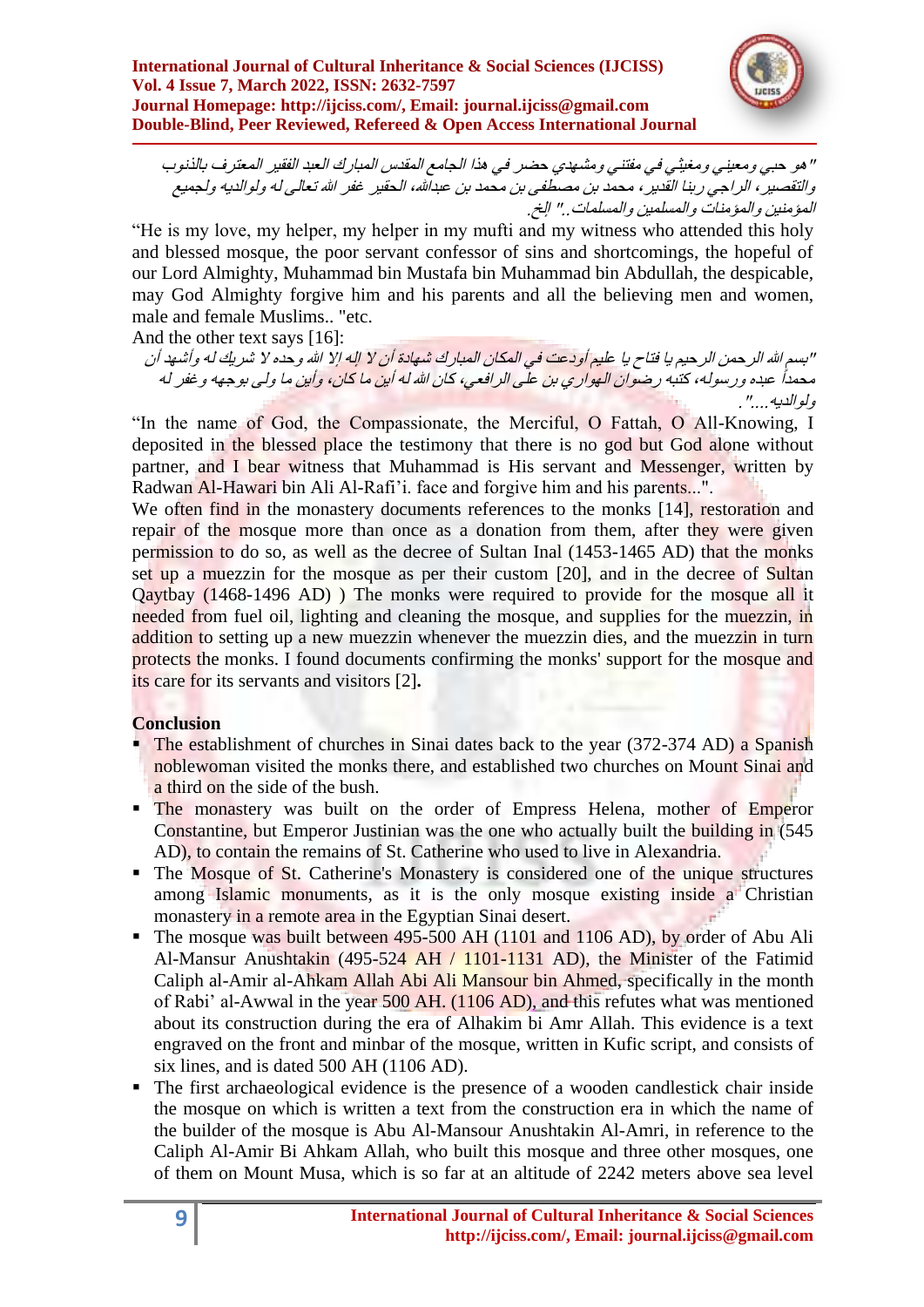"هو حبي ومعيني ومغيثي في مفتني ومشهدي حضر في هذا الجامع المقدس المبارك العبد الفقير المعترف بالذنوب والتقصير، الراجي ربنا القدير، محمد بن مصطفى بن محمد بن عبدالله، الحقير غفر الله تعالى له ولوالديه ولجميع المؤمنين والمؤمنات والمسلمين والمسلمات.." الخ.

"He is my love, my helper, my helper in my mufti and my witness who attended this holy and blessed mosque, the poor servant confessor of sins and shortcomings, the hopeful of our Lord Almighty, Muhammad bin Mustafa bin Muhammad bin Abdullah, the despicable, may God Almighty forgive him and his parents and all the believing men and women, male and female Muslims.. "etc.

And the other text says [16]:

"بسم الله الرحمن الرحيم يا فتاح يا عليم أودعت في المكان المبارك شهادة أن لا إله إلا الله وحده لا شريك له وأشهد أن محمداً عبده ورسوله، كتبه رضوان الهواري بن علي الرافعي، كان الله له أين ما كان، وأين ما ولى بوجهه وغفر له ولوالديه...".

"In the name of God, the Compassionate, the Merciful, O Fattah, O All-Knowing, I deposited in the blessed place the testimony that there is no god but God alone without partner, and I bear witness that Muhammad is His servant and Messenger, written by Radwan Al-Hawari bin Ali Al-Rafi'i. face and forgive him and his parents...".

We often find in the monastery documents references to the monks [14], restoration and repair of the mosque more than once as a donation from them, after they were given permission to do so, as well as the decree of Sultan Inal (1453-1465 AD) that the monks set up a muezzin for the mosque as per their custom [20], and in the decree of Sultan Qaytbay (1468-1496 AD) ) The monks were required to provide for the mosque all it needed from fuel oil, lighting and cleaning the mosque, and supplies for the muezzin, in addition to setting up a new muezzin whenever the muezzin dies, and the muezzin in turn protects the monks. I found documents confirming the monks' support for the mosque and its care for its servants and visitors [2]**.**

## Conclusion

- The establishment of churches in Sinai dates back to the year (372-374 AD) a Spanish noblewoman visited the monks there, and established two churches on Mount Sinai and a third on the side of the bush.
- The monastery was built on the order of Empress Helena, mother of Emperor Constantine, but Emperor Justinian was the one who actually built the building in (545 AD), to contain the remains of St. Catherine who used to live in Alexandria.
- The Mosque of St. Catherine's Monastery is considered one of the unique structures among Islamic monuments, as it is the only mosque existing inside a Christian monastery in a remote area in the Egyptian Sinai desert.
- The mosque was built between 495-500 AH (1101 and 1106 AD), by order of Abu Ali Al-Mansur Anushtakin (495-524 AH / 1101-1131 AD), the Minister of the Fatimid Caliph al-Amir al-Ahkam Allah Abi Ali Mansour bin Ahmed, specifically in the month of Rabi' al-Awwal in the year 500 AH. (1106 AD), and this refutes what was mentioned about its construction during the era of Alhakim bi Amr Allah. This evidence is a text engraved on the front and minbar of the mosque, written in Kufic script, and consists of six lines, and is dated 500 AH (1106 AD).
- The first archaeological evidence is the presence of a wooden candlestick chair inside the mosque on which is written a text from the construction era in which the name of the builder of the mosque is Abu Al-Mansour Anushtakin Al-Amri, in reference to the Caliph Al-Amir Bi Ahkam Allah, who built this mosque and three other mosques, one of them on Mount Musa, which is so far at an altitude of 2242 meters above sea level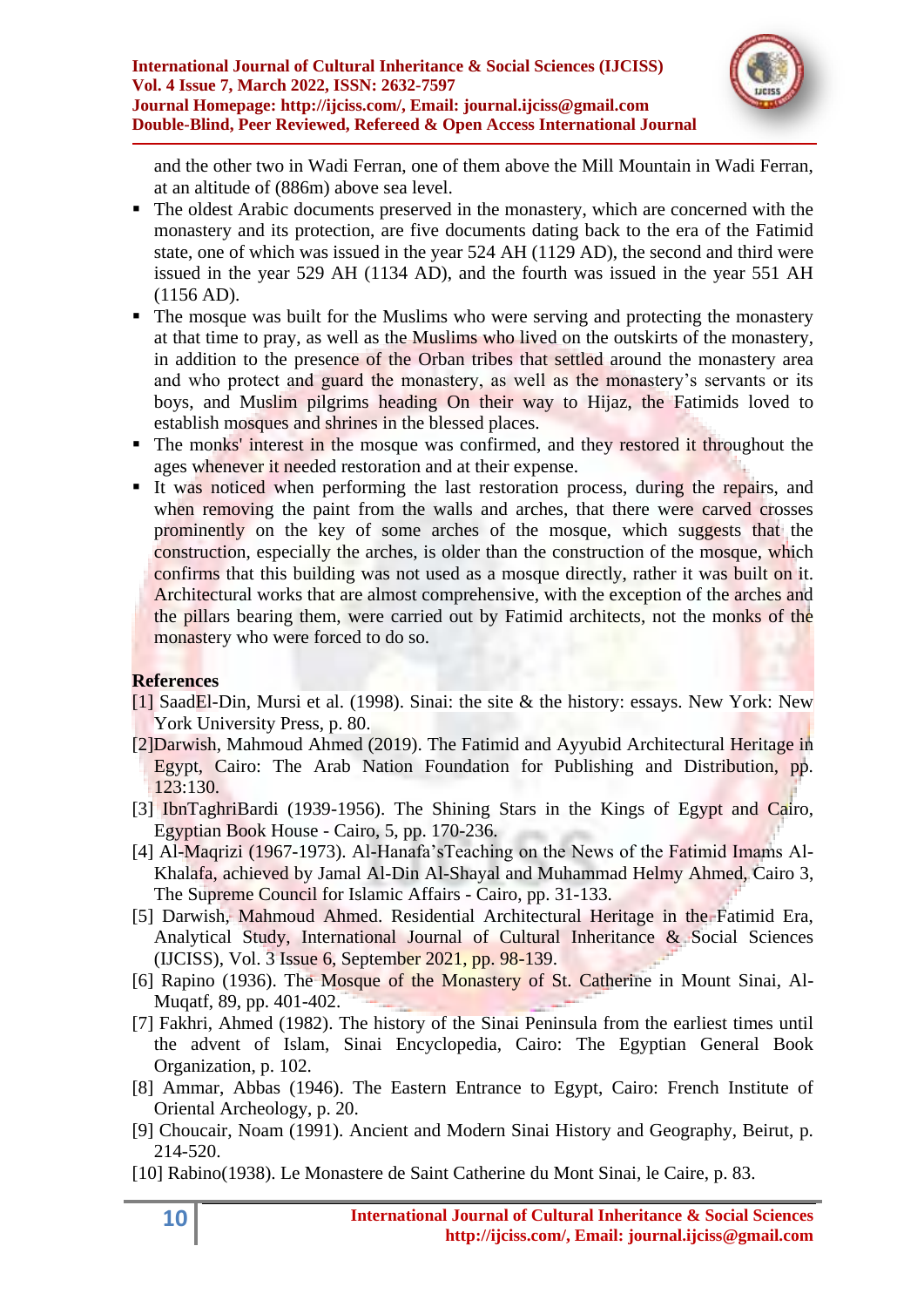and the other two in Wadi Ferran, one of them above the Mill Mountain in Wadi Ferran, at an altitude of (886m) above sea level.

- The oldest Arabic documents preserved in the monastery, which are concerned with the monastery and its protection, are five documents dating back to the era of the Fatimid state, one of which was issued in the year 524 AH (1129 AD), the second and third were issued in the year 529 AH (1134 AD), and the fourth was issued in the year 551 AH (1156 AD).
- The mosque was built for the Muslims who were serving and protecting the monastery at that time to pray, as well as the Muslims who lived on the outskirts of the monastery, in addition to the presence of the Orban tribes that settled around the monastery area and who protect and guard the monastery, as well as the monastery's servants or its boys, and Muslim pilgrims heading On their way to Hijaz, the Fatimids loved to establish mosques and shrines in the blessed places.
- The monks' interest in the mosque was confirmed, and they restored it throughout the ages whenever it needed restoration and at their expense.
- It was noticed when performing the last restoration process, during the repairs, and when removing the paint from the walls and arches, that there were carved crosses prominently on the key of some arches of the mosque, which suggests that the construction, especially the arches, is older than the construction of the mosque, which confirms that this building was not used as a mosque directly, rather it was built on it. Architectural works that are almost comprehensive, with the exception of the arches and the pillars bearing them, were carried out by Fatimid architects, not the monks of the monastery who were forced to do so.

**References**

[1] SaadEl-Din, Mursi et al. (1998). Sinai: the site & the history: essays. New York: New York University Press, p. 80.

[2]Darwish, Mahmoud Ahmed (2019). The Fatimid and Ayyubid Architectural Heritage in Egypt, Cairo: The Arab Nation Foundation for Publishing and Distribution, pp. 123:130.

[3] IbnTaghriBardi (1939-1956). The Shining Stars in the Kings of Egypt and Cairo, Egyptian Book House - Cairo, 5, pp. 170-236.

[4] Al-Maqrizi (1967-1973). Al-Hanafa'sTeaching on the News of the Fatimid Imams Al-Khalafa, achieved by Jamal Al-Din Al-Shayal and Muhammad Helmy Ahmed, Cairo 3, The Supreme Council for Islamic Affairs - Cairo, pp. 31-133.

[5] Darwish, Mahmoud Ahmed. Residential Architectural Heritage in the Fatimid Era, Analytical Study, International Journal of Cultural Inheritance & Social Sciences (IJCISS), Vol. 3 Issue 6, September 2021, pp. 98-139.

[6] Rapino (1936). The Mosque of the Monastery of St. Catherine in Mount Sinai, Al-Muqatf, 89, pp. 401-402.

[7] Fakhri, Ahmed (1982). The history of the Sinai Peninsula from the earliest times until the advent of Islam, Sinai Encyclopedia, Cairo: The Egyptian General Book Organization, p. 102.

[8] Ammar, Abbas (1946). The Eastern Entrance to Egypt, Cairo: French Institute of Oriental Archeology, p. 20.

[9] Choucair, Noam (1991). Ancient and Modern Sinai History and Geography, Beirut, p. 214-520.

[10] Rabino(1938). Le Monastere de Saint Catherine du Mont Sinai, le Caire, p. 83.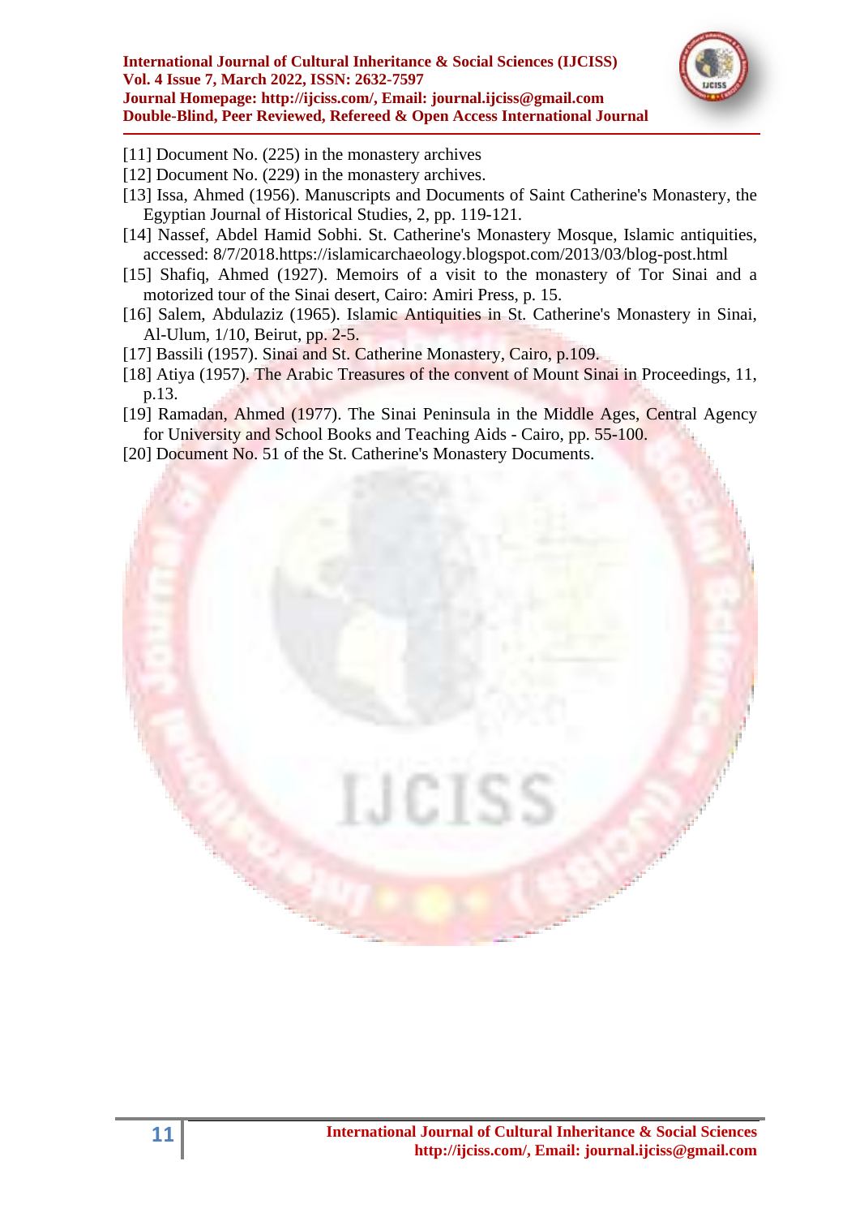[11] Document No. (225) in the monastery archives

[12] Document No. (229) in the monastery archives.

[13] Issa, Ahmed (1956). Manuscripts and Documents of Saint Catherine's Monastery, the Egyptian Journal of Historical Studies, 2, pp. 119-121.

[14] Nassef, Abdel Hamid Sobhi. St. Catherine's Monastery Mosque, Islamic antiquities, accessed: 8/7/2018.https://islamicarchaeology.blogspot.com/2013/03/blog-post.html

[15] Shafiq, Ahmed (1927). Memoirs of a visit to the monastery of Tor Sinai and a motorized tour of the Sinai desert, Cairo: Amiri Press, p. 15.

[16] Salem, Abdulaziz (1965). Islamic Antiquities in St. Catherine's Monastery in Sinai, Al-Ulum, 1/10, Beirut, pp. 2-5.

[17] Bassili (1957). Sinai and St. Catherine Monastery, Cairo, p.109.

[18] Atiya (1957). The Arabic Treasures of the convent of Mount Sinai in Proceedings, 11, p.13.

[19] Ramadan, Ahmed (1977). The Sinai Peninsula in the Middle Ages, Central Agency for University and School Books and Teaching Aids - Cairo, pp. 55-100.

[20] Document No. 51 of the St. Catherine's Monastery Documents.